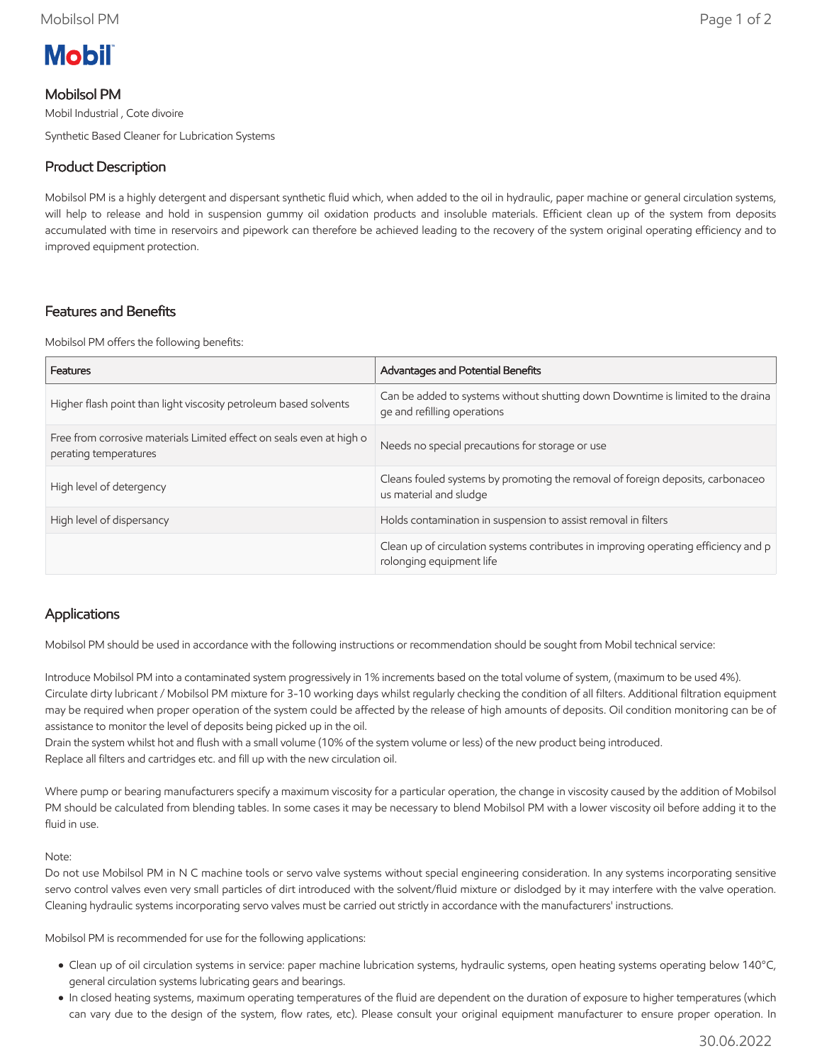**Mobil**

# Mobilsol PM

Mobil Industrial , Cote divoire

Synthetic Based Cleaner for Lubrication Systems

## Product Description

Mobilsol PM is a highly detergent and dispersant synthetic fluid which, when added to the oil in hydraulic, paper machine or general circulation systems, will help to release and hold in suspension gummy oil oxidation products and insoluble materials. Efficient clean up of the system from deposits accumulated with time in reservoirs and pipework can therefore be achieved leading to the recovery of the system original operating efficiency and to improved equipment protection.

## Features and Benefits

Mobilsol PM offers the following benefits:

| Features | Advantages and Potential Benefits |
|---|---|
| Higher flash point than light viscosity petroleum based solvents | Can be added to systems without shutting down Downtime is limited to the draina ge and refilling operations |
| Free from corrosive materials Limited effect on seals even at high o perating temperatures | Needs no special precautions for storage or use |
| High level of detergency | Cleans fouled systems by promoting the removal of foreign deposits, carbonaceo us material and sludge |
| High level of dispersancy | Holds contamination in suspension to assist removal in filters |
| | Clean up of circulation systems contributes in improving operating efficiency and p rolonging equipment life |

## Applications

Mobilsol PM should be used in accordance with the following instructions or recommendation should be sought from Mobil technical service:

Introduce Mobilsol PM into a contaminated system progressively in 1% increments based on the total volume of system, (maximum to be used 4%).
Circulate dirty lubricant / Mobilsol PM mixture for 3-10 working days whilst regularly checking the condition of all filters. Additional filtration equipment may be required when proper operation of the system could be affected by the release of high amounts of deposits. Oil condition monitoring can be of assistance to monitor the level of deposits being picked up in the oil.
Drain the system whilst hot and flush with a small volume (10% of the system volume or less) of the new product being introduced.
Replace all filters and cartridges etc. and fill up with the new circulation oil.

Where pump or bearing manufacturers specify a maximum viscosity for a particular operation, the change in viscosity caused by the addition of Mobilsol PM should be calculated from blending tables. In some cases it may be necessary to blend Mobilsol PM with a lower viscosity oil before adding it to the fluid in use.

Note:
Do not use Mobilsol PM in N C machine tools or servo valve systems without special engineering consideration. In any systems incorporating sensitive servo control valves even very small particles of dirt introduced with the solvent/fluid mixture or dislodged by it may interfere with the valve operation. Cleaning hydraulic systems incorporating servo valves must be carried out strictly in accordance with the manufacturers' instructions.

Mobilsol PM is recommended for use for the following applications:

- Clean up of oil circulation systems in service: paper machine lubrication systems, hydraulic systems, open heating systems operating below 140°C, general circulation systems lubricating gears and bearings.
- In closed heating systems, maximum operating temperatures of the fluid are dependent on the duration of exposure to higher temperatures (which can vary due to the design of the system, flow rates, etc). Please consult your original equipment manufacturer to ensure proper operation. In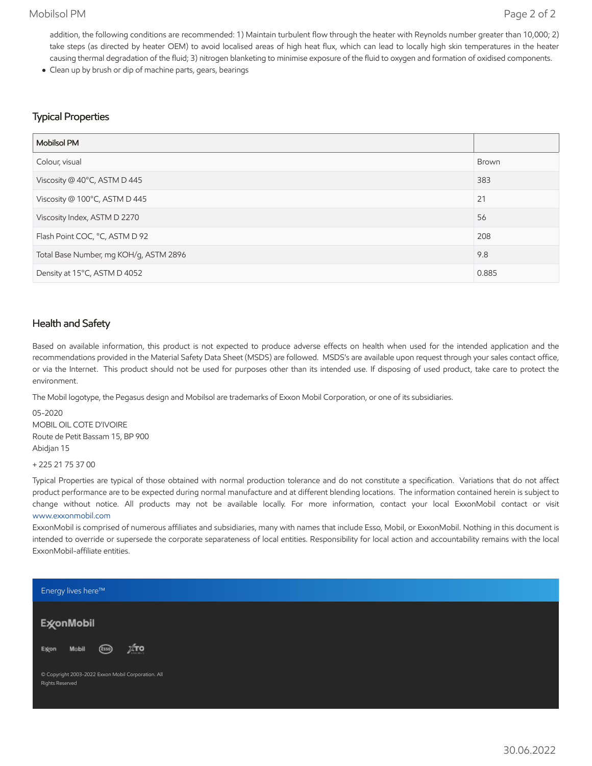addition, the following conditions are recommended: 1) Maintain turbulent flow through the heater with Reynolds number greater than 10,000; 2) take steps (as directed by heater OEM) to avoid localised areas of high heat flux, which can lead to locally high skin temperatures in the heater causing thermal degradation of the fluid; 3) nitrogen blanketing to minimise exposure of the fluid to oxygen and formation of oxidised components.

- Clean up by brush or dip of machine parts, gears, bearings

## Typical Properties

| Mobilsol PM | |
|---|---|
| Colour, visual | Brown |
| Viscosity @ 40°C, ASTM D 445 | 383 |
| Viscosity @ 100°C, ASTM D 445 | 21 |
| Viscosity Index, ASTM D 2270 | 56 |
| Flash Point COC, °C, ASTM D 92 | 208 |
| Total Base Number, mg KOH/g, ASTM 2896 | 9.8 |
| Density at 15°C, ASTM D 4052 | 0.885 |

## Health and Safety

Based on available information, this product is not expected to produce adverse effects on health when used for the intended application and the recommendations provided in the Material Safety Data Sheet (MSDS) are followed. MSDS's are available upon request through your sales contact office, or via the Internet. This product should not be used for purposes other than its intended use. If disposing of used product, take care to protect the environment.

The Mobil logotype, the Pegasus design and Mobilsol are trademarks of Exxon Mobil Corporation, or one of its subsidiaries.

05-2020
MOBIL OIL COTE D'IVOIRE
Route de Petit Bassam 15, BP 900
Abidjan 15

+ 225 21 75 37 00

Typical Properties are typical of those obtained with normal production tolerance and do not constitute a specification. Variations that do not affect product performance are to be expected during normal manufacture and at different blending locations. The information contained herein is subject to change without notice. All products may not be available locally. For more information, contact your local ExxonMobil contact or visit www.exxonmobil.com

ExxonMobil is comprised of numerous affiliates and subsidiaries, many with names that include Esso, Mobil, or ExxonMobil. Nothing in this document is intended to override or supersede the corporate separateness of local entities. Responsibility for local action and accountability remains with the local ExxonMobil-affiliate entities.

Energy lives here™

ExxonMobil

Exxon Mobil Esso XTO

© Copyright 2003-2022 Exxon Mobil Corporation. All Rights Reserved

30.06.2022